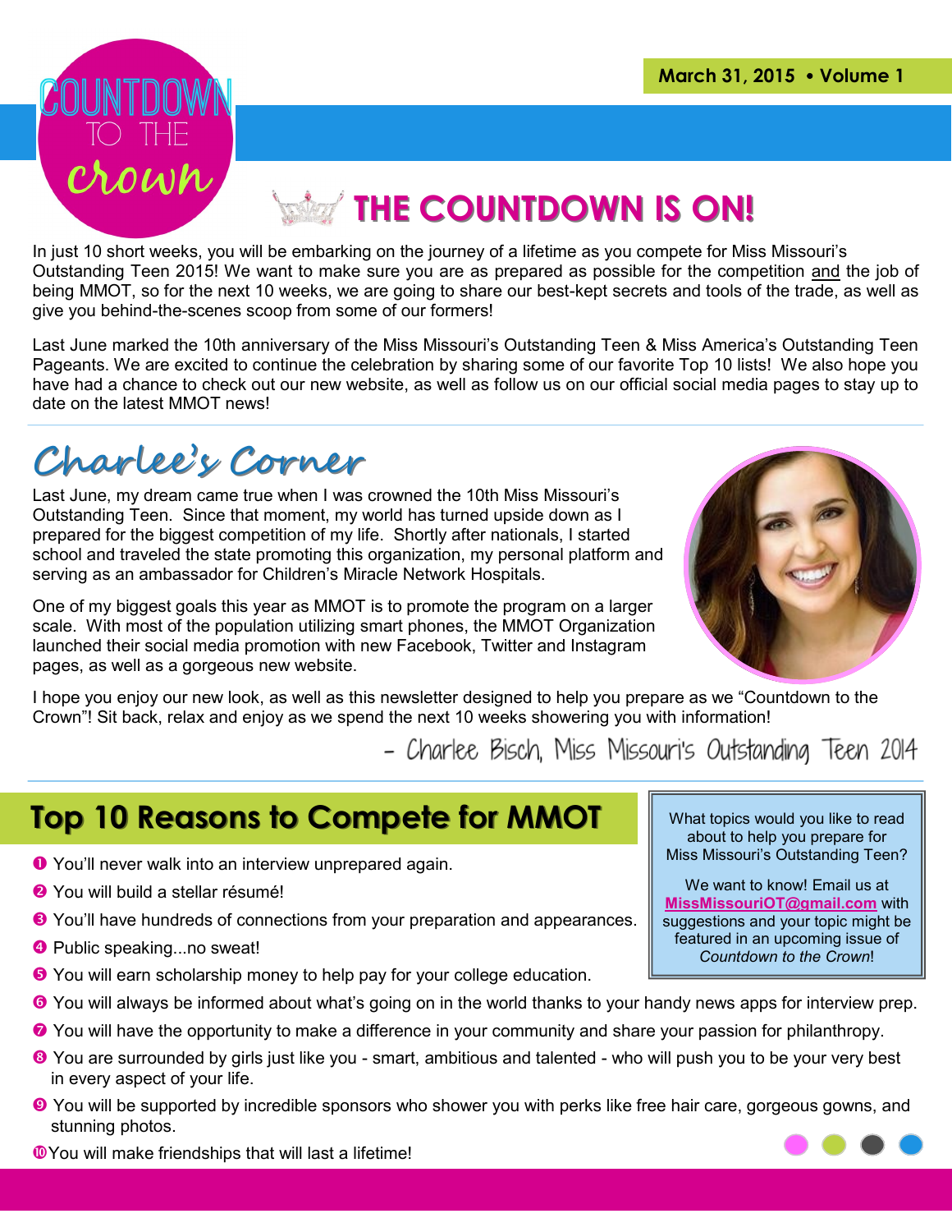**March 31, 2015 • Volume 1**

# Countdown to the Crown

## THE COUNTDOWN IS ON!

In just 10 short weeks, you will be embarking on the journey of a lifetime as you compete for Miss Missouri's Outstanding Teen 2015! We want to make sure you are as prepared as possible for the competition and the job of being MMOT, so for the next 10 weeks, we are going to share our best-kept secrets and tools of the trade, as well as give you behind-the-scenes scoop from some of our formers!

Last June marked the 10th anniversary of the Miss Missouri's Outstanding Teen & Miss America's Outstanding Teen Pageants. We are excited to continue the celebration by sharing some of our favorite Top 10 lists! We also hope you have had a chance to check out our new website, as well as follow us on our official social media pages to stay up to date on the latest MMOT news!

## Charlee's Corner

Last June, my dream came true when I was crowned the 10th Miss Missouri's Outstanding Teen. Since that moment, my world has turned upside down as I prepared for the biggest competition of my life. Shortly after nationals, I started school and traveled the state promoting this organization, my personal platform and serving as an ambassador for Children's Miracle Network Hospitals.

One of my biggest goals this year as MMOT is to promote the program on a larger scale. With most of the population utilizing smart phones, the MMOT Organization launched their social media promotion with new Facebook, Twitter and Instagram pages, as well as a gorgeous new website.

I hope you enjoy our new look, as well as this newsletter designed to help you prepare as we "Countdown to the Crown"! Sit back, relax and enjoy as we spend the next 10 weeks showering you with information!

*- Charlee Bisch, Miss Missouri's Outstanding Teen 2014*

## Top 10 Reasons to Compete for MMOT

1. You'll never walk into an interview unprepared again.
2. You will build a stellar résumé!
3. You'll have hundreds of connections from your preparation and appearances.
4. Public speaking...no sweat!
5. You will earn scholarship money to help pay for your college education.
6. You will always be informed about what's going on in the world thanks to your handy news apps for interview prep.
7. You will have the opportunity to make a difference in your community and share your passion for philanthropy.
8. You are surrounded by girls just like you - smart, ambitious and talented - who will push you to be your very best in every aspect of your life.
9. You will be supported by incredible sponsors who shower you with perks like free hair care, gorgeous gowns, and stunning photos.
10. You will make friendships that will last a lifetime!

What topics would you like to read about to help you prepare for Miss Missouri's Outstanding Teen?

We want to know! Email us at **MissMissouriOT@gmail.com** with suggestions and your topic might be featured in an upcoming issue of *Countdown to the Crown*!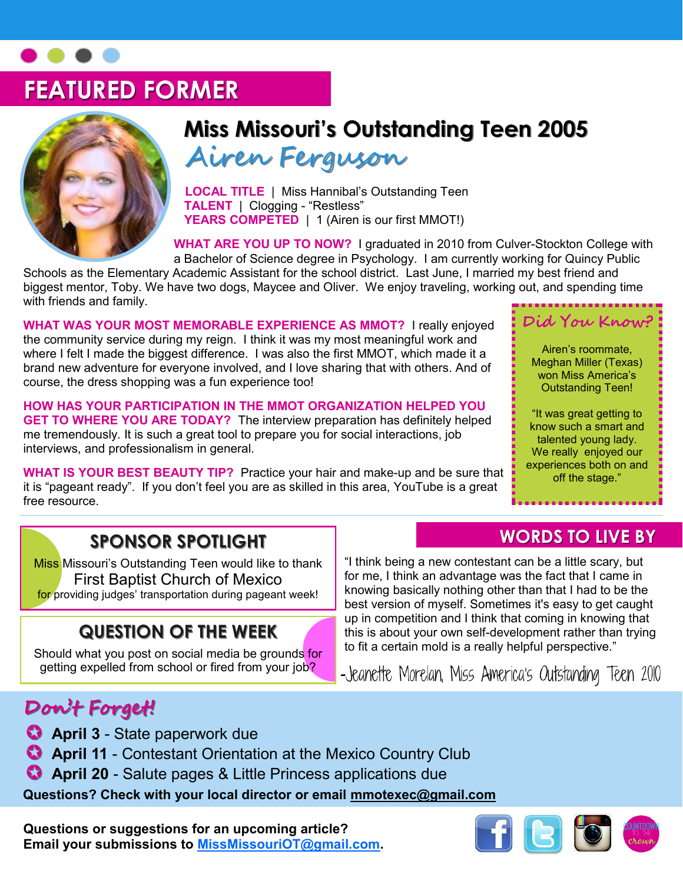## FEATURED FORMER

# Miss Missouri's Outstanding Teen 2005

## Airen Ferguson

**LOCAL TITLE** | Miss Hannibal's Outstanding Teen
**TALENT** | Clogging - "Restless"
**YEARS COMPETED** | 1 (Airen is our first MMOT!)

**WHAT ARE YOU UP TO NOW?** I graduated in 2010 from Culver-Stockton College with a Bachelor of Science degree in Psychology. I am currently working for Quincy Public Schools as the Elementary Academic Assistant for the school district. Last June, I married my best friend and biggest mentor, Toby. We have two dogs, Maycee and Oliver. We enjoy traveling, working out, and spending time with friends and family.

**WHAT WAS YOUR MOST MEMORABLE EXPERIENCE AS MMOT?** I really enjoyed the community service during my reign. I think it was my most meaningful work and where I felt I made the biggest difference. I was also the first MMOT, which made it a brand new adventure for everyone involved, and I love sharing that with others. And of course, the dress shopping was a fun experience too!

**HOW HAS YOUR PARTICIPATION IN THE MMOT ORGANIZATION HELPED YOU GET TO WHERE YOU ARE TODAY?** The interview preparation has definitely helped me tremendously. It is such a great tool to prepare you for social interactions, job interviews, and professionalism in general.

**WHAT IS YOUR BEST BEAUTY TIP?** Practice your hair and make-up and be sure that it is "pageant ready". If you don't feel you are as skilled in this area, YouTube is a great free resource.

### Did You Know?

Airen's roommate, Meghan Miller (Texas) won Miss America's Outstanding Teen!

"It was great getting to know such a smart and talented young lady. We really enjoyed our experiences both on and off the stage."

## SPONSOR SPOTLIGHT

Miss Missouri's Outstanding Teen would like to thank
First Baptist Church of Mexico
for providing judges' transportation during pageant week!

## QUESTION OF THE WEEK

Should what you post on social media be grounds for getting expelled from school or fired from your job?

## WORDS TO LIVE BY

"I think being a new contestant can be a little scary, but for me, I think an advantage was the fact that I came in knowing basically nothing other than that I had to be the best version of myself. Sometimes it's easy to get caught up in competition and I think that coming in knowing that this is about your own self-development rather than trying to fit a certain mold is a really helpful perspective."

-Jeanette Morelan, Miss America's Outstanding Teen 2010

## Don't Forget!

- **April 3** - State paperwork due
- **April 11** - Contestant Orientation at the Mexico Country Club
- **April 20** - Salute pages & Little Princess applications due

**Questions? Check with your local director or email mmotexec@gmail.com**

**Questions or suggestions for an upcoming article?**
**Email your submissions to MissMissouriOT@gmail.com.**